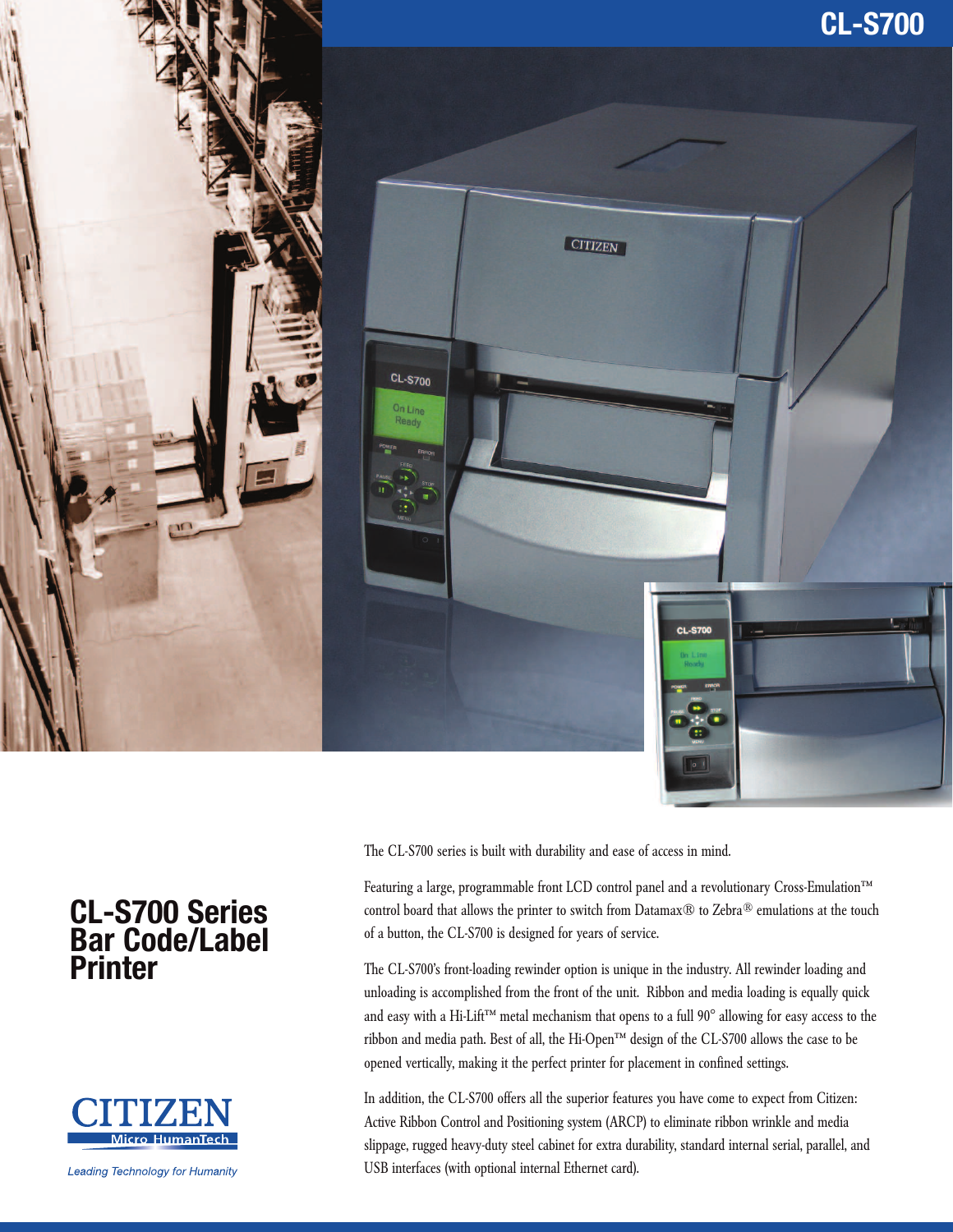# CL-S700

## CL-S700 Series Bar Code/Label Printer

The CL-S700 series is built with durability and ease of access in mind.

Featuring a large, programmable front LCD control panel and a revolutionary Cross-Emulation™ control board that allows the printer to switch from Datamax® to Zebra® emulations at the touch of a button, the CL-S700 is designed for years of service.

The CL-S700's front-loading rewinder option is unique in the industry. All rewinder loading and unloading is accomplished from the front of the unit. Ribbon and media loading is equally quick and easy with a Hi-Lift™ metal mechanism that opens to a full 90° allowing for easy access to the ribbon and media path. Best of all, the Hi-Open™ design of the CL-S700 allows the case to be opened vertically, making it the perfect printer for placement in confined settings.

In addition, the CL-S700 offers all the superior features you have come to expect from Citizen: Active Ribbon Control and Positioning system (ARCP) to eliminate ribbon wrinkle and media slippage, rugged heavy-duty steel cabinet for extra durability, standard internal serial, parallel, and USB interfaces (with optional internal Ethernet card).

CITIZEN Micro HumanTech

*Leading Technology for Humanity*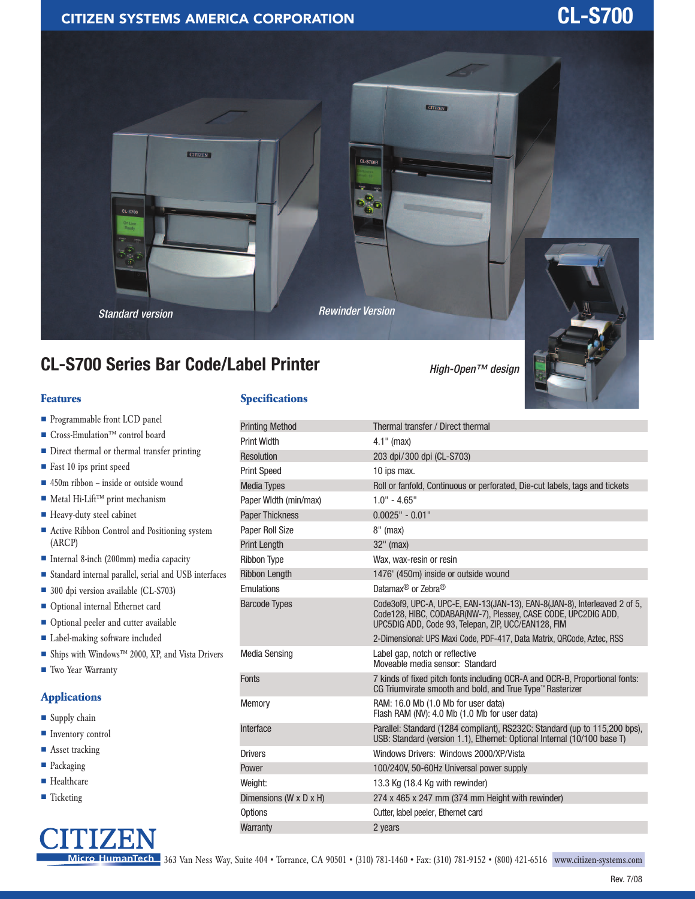# CL-S700

CITIZEN SYSTEMS AMERICA CORPORATION

*Standard version*

*Rewinder Version*

*High-Open™ design*

## CL-S700 Series Bar Code/Label Printer

### Features

- Programmable front LCD panel
- Cross-Emulation™ control board
- Direct thermal or thermal transfer printing
- Fast 10 ips print speed
- 450m ribbon – inside or outside wound
- Metal Hi-Lift™ print mechanism
- Heavy-duty steel cabinet
- Active Ribbon Control and Positioning system (ARCP)
- Internal 8-inch (200mm) media capacity
- Standard internal parallel, serial and USB interfaces
- 300 dpi version available (CL-S703)
- Optional internal Ethernet card
- Optional peeler and cutter available
- Label-making software included
- Ships with Windows™ 2000, XP, and Vista Drivers
- Two Year Warranty

### Applications

- Supply chain
- Inventory control
- Asset tracking
- Packaging
- Healthcare
- Ticketing

### Specifications

| | |
|---|---|
| Printing Method | Thermal transfer / Direct thermal |
| Print Width | 4.1" (max) |
| Resolution | 203 dpi/300 dpi (CL-S703) |
| Print Speed | 10 ips max. |
| Media Types | Roll or fanfold, Continuous or perforated, Die-cut labels, tags and tickets |
| Paper WIdth (min/max) | 1.0" - 4.65" |
| Paper Thickness | 0.0025" - 0.01" |
| Paper Roll Size | 8" (max) |
| Print Length | 32" (max) |
| Ribbon Type | Wax, wax-resin or resin |
| Ribbon Length | 1476' (450m) inside or outside wound |
| Emulations | Datamax® or Zebra® |
| Barcode Types | Code3of9, UPC-A, UPC-E, EAN-13(JAN-13), EAN-8(JAN-8), Interleaved 2 of 5, Code128, HIBC, CODABAR(NW-7), Plessey, CASE CODE, UPC2DIG ADD, UPC5DIG ADD, Code 93, Telepan, ZIP, UCC/EAN128, FIM<br>2-Dimensional: UPS Maxi Code, PDF-417, Data Matrix, QRCode, Aztec, RSS |
| Media Sensing | Label gap, notch or reflective<br>Moveable media sensor: Standard |
| Fonts | 7 kinds of fixed pitch fonts including OCR-A and OCR-B, Proportional fonts: CG Triumvirate smooth and bold, and True Type™ Rasterizer |
| Memory | RAM: 16.0 Mb (1.0 Mb for user data)<br>Flash RAM (NV): 4.0 Mb (1.0 Mb for user data) |
| Interface | Parallel: Standard (1284 compliant), RS232C: Standard (up to 115,200 bps), USB: Standard (version 1.1), Ethernet: Optional Internal (10/100 base T) |
| Drivers | Windows Drivers: Windows 2000/XP/Vista |
| Power | 100/240V, 50-60Hz Universal power supply |
| Weight: | 13.3 Kg (18.4 Kg with rewinder) |
| Dimensions (W x D x H) | 274 x 465 x 247 mm (374 mm Height with rewinder) |
| Options | Cutter, label peeler, Ethernet card |
| Warranty | 2 years |

CITIZEN Micro HumanTech

363 Van Ness Way, Suite 404 • Torrance, CA 90501 • (310) 781-1460 • Fax: (310) 781-9152 • (800) 421-6516 www.citizen-systems.com

Rev. 7/08